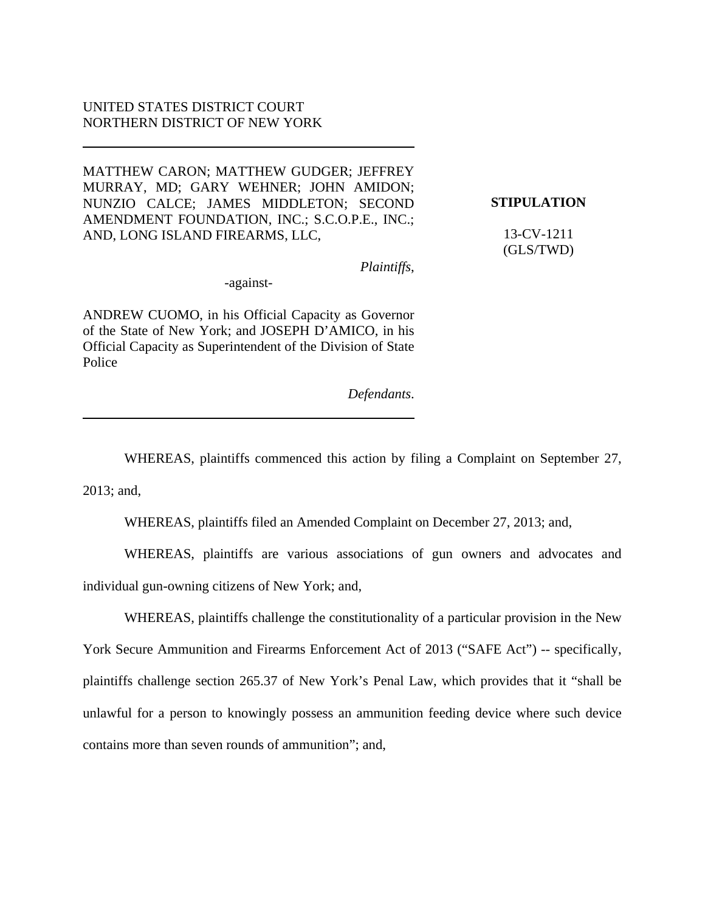UNITED STATES DISTRICT COURT
NORTHERN DISTRICT OF NEW YORK

---

MATTHEW CARON; MATTHEW GUDGER; JEFFREY MURRAY, MD; GARY WEHNER; JOHN AMIDON; NUNZIO CALCE; JAMES MIDDLETON; SECOND AMENDMENT FOUNDATION, INC.; S.C.O.P.E., INC.; AND, LONG ISLAND FIREARMS, LLC,

*Plaintiffs*,

-against-

ANDREW CUOMO, in his Official Capacity as Governor of the State of New York; and JOSEPH D'AMICO, in his Official Capacity as Superintendent of the Division of State Police

*Defendants*.

---

**STIPULATION**

13-CV-1211
(GLS/TWD)

WHEREAS, plaintiffs commenced this action by filing a Complaint on September 27, 2013; and,

WHEREAS, plaintiffs filed an Amended Complaint on December 27, 2013; and,

WHEREAS, plaintiffs are various associations of gun owners and advocates and individual gun-owning citizens of New York; and,

WHEREAS, plaintiffs challenge the constitutionality of a particular provision in the New York Secure Ammunition and Firearms Enforcement Act of 2013 ("SAFE Act") -- specifically, plaintiffs challenge section 265.37 of New York's Penal Law, which provides that it "shall be unlawful for a person to knowingly possess an ammunition feeding device where such device contains more than seven rounds of ammunition"; and,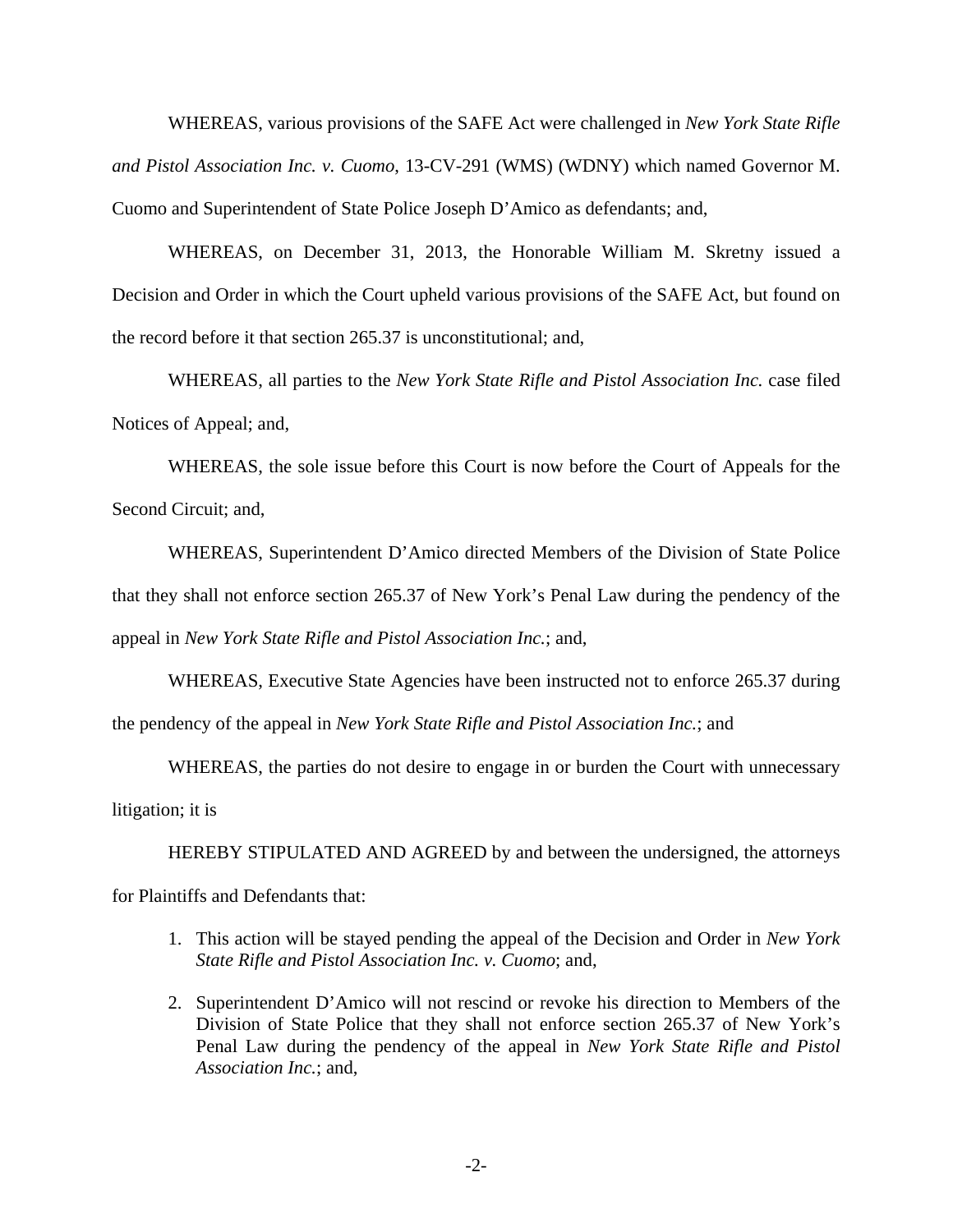WHEREAS, various provisions of the SAFE Act were challenged in *New York State Rifle and Pistol Association Inc. v. Cuomo*, 13-CV-291 (WMS) (WDNY) which named Governor M. Cuomo and Superintendent of State Police Joseph D'Amico as defendants; and,

WHEREAS, on December 31, 2013, the Honorable William M. Skretny issued a Decision and Order in which the Court upheld various provisions of the SAFE Act, but found on the record before it that section 265.37 is unconstitutional; and,

WHEREAS, all parties to the *New York State Rifle and Pistol Association Inc.* case filed Notices of Appeal; and,

WHEREAS, the sole issue before this Court is now before the Court of Appeals for the Second Circuit; and,

WHEREAS, Superintendent D'Amico directed Members of the Division of State Police that they shall not enforce section 265.37 of New York's Penal Law during the pendency of the appeal in *New York State Rifle and Pistol Association Inc.*; and,

WHEREAS, Executive State Agencies have been instructed not to enforce 265.37 during the pendency of the appeal in *New York State Rifle and Pistol Association Inc.*; and

WHEREAS, the parties do not desire to engage in or burden the Court with unnecessary litigation; it is

HEREBY STIPULATED AND AGREED by and between the undersigned, the attorneys for Plaintiffs and Defendants that:

1. This action will be stayed pending the appeal of the Decision and Order in *New York State Rifle and Pistol Association Inc. v. Cuomo*; and,

2. Superintendent D'Amico will not rescind or revoke his direction to Members of the Division of State Police that they shall not enforce section 265.37 of New York's Penal Law during the pendency of the appeal in *New York State Rifle and Pistol Association Inc.*; and,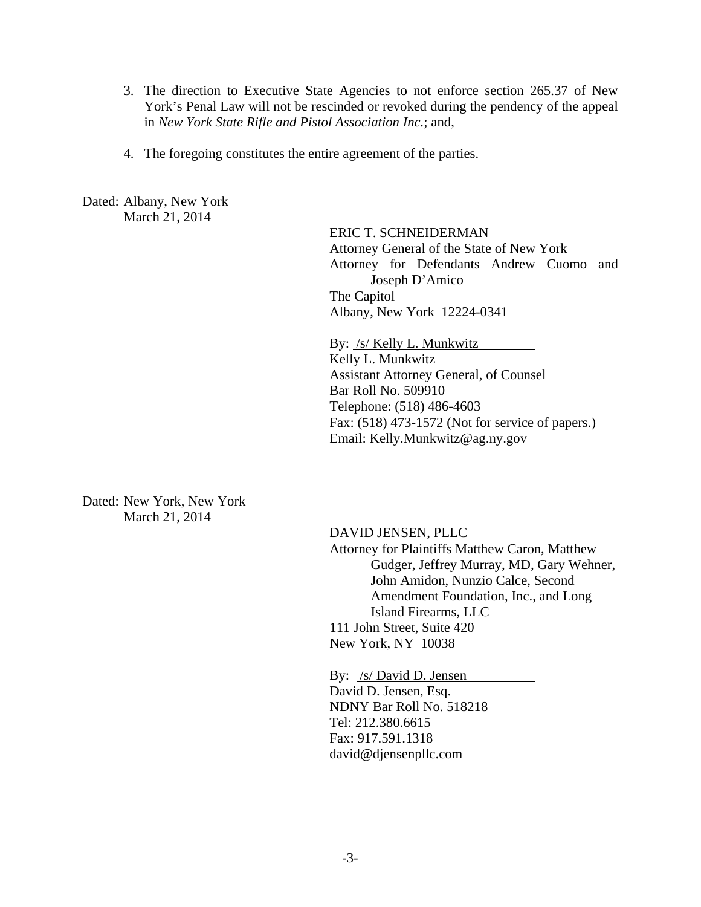3. The direction to Executive State Agencies to not enforce section 265.37 of New York's Penal Law will not be rescinded or revoked during the pendency of the appeal in *New York State Rifle and Pistol Association Inc.*; and,

4. The foregoing constitutes the entire agreement of the parties.

Dated: Albany, New York
March 21, 2014

ERIC T. SCHNEIDERMAN
Attorney General of the State of New York
Attorney for Defendants Andrew Cuomo and Joseph D'Amico
The Capitol
Albany, New York 12224-0341

By: /s/ Kelly L. Munkwitz
Kelly L. Munkwitz
Assistant Attorney General, of Counsel
Bar Roll No. 509910
Telephone: (518) 486-4603
Fax: (518) 473-1572 (Not for service of papers.)
Email: Kelly.Munkwitz@ag.ny.gov

Dated: New York, New York
March 21, 2014

DAVID JENSEN, PLLC
Attorney for Plaintiffs Matthew Caron, Matthew Gudger, Jeffrey Murray, MD, Gary Wehner, John Amidon, Nunzio Calce, Second Amendment Foundation, Inc., and Long Island Firearms, LLC
111 John Street, Suite 420
New York, NY 10038

By: /s/ David D. Jensen
David D. Jensen, Esq.
NDNY Bar Roll No. 518218
Tel: 212.380.6615
Fax: 917.591.1318
david@djensenpllc.com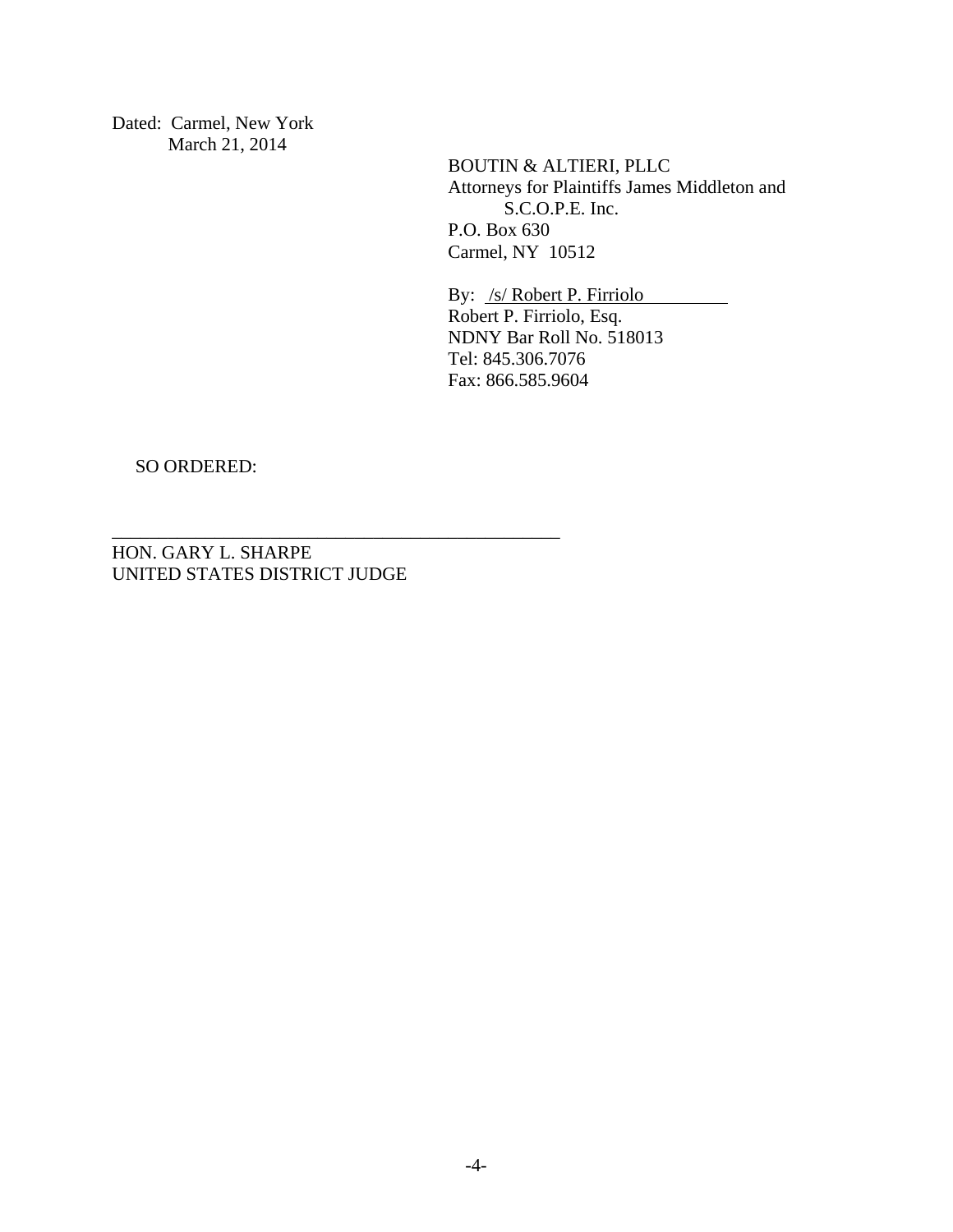Dated: Carmel, New York
March 21, 2014

BOUTIN & ALTIERI, PLLC
Attorneys for Plaintiffs James Middleton and
S.C.O.P.E. Inc.
P.O. Box 630
Carmel, NY 10512

By: /s/ Robert P. Firriolo
Robert P. Firriolo, Esq.
NDNY Bar Roll No. 518013
Tel: 845.306.7076
Fax: 866.585.9604

SO ORDERED:

_______________________________________________
HON. GARY L. SHARPE
UNITED STATES DISTRICT JUDGE